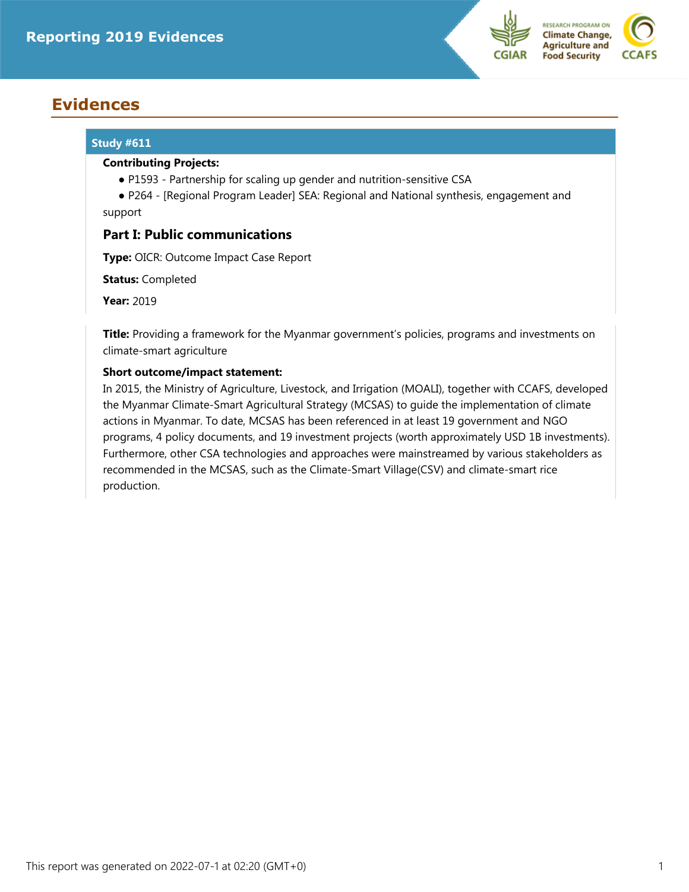# Evidences

## Study #611

**Contributing Projects:**

- P1593 - Partnership for scaling up gender and nutrition-sensitive CSA
- P264 - [Regional Program Leader] SEA: Regional and National synthesis, engagement and support

### Part I: Public communications

**Type:** OICR: Outcome Impact Case Report

**Status:** Completed

**Year:** 2019

**Title:** Providing a framework for the Myanmar government's policies, programs and investments on climate-smart agriculture

**Short outcome/impact statement:**

In 2015, the Ministry of Agriculture, Livestock, and Irrigation (MOALI), together with CCAFS, developed the Myanmar Climate-Smart Agricultural Strategy (MCSAS) to guide the implementation of climate actions in Myanmar. To date, MCSAS has been referenced in at least 19 government and NGO programs, 4 policy documents, and 19 investment projects (worth approximately USD 1B investments). Furthermore, other CSA technologies and approaches were mainstreamed by various stakeholders as recommended in the MCSAS, such as the Climate-Smart Village(CSV) and climate-smart rice production.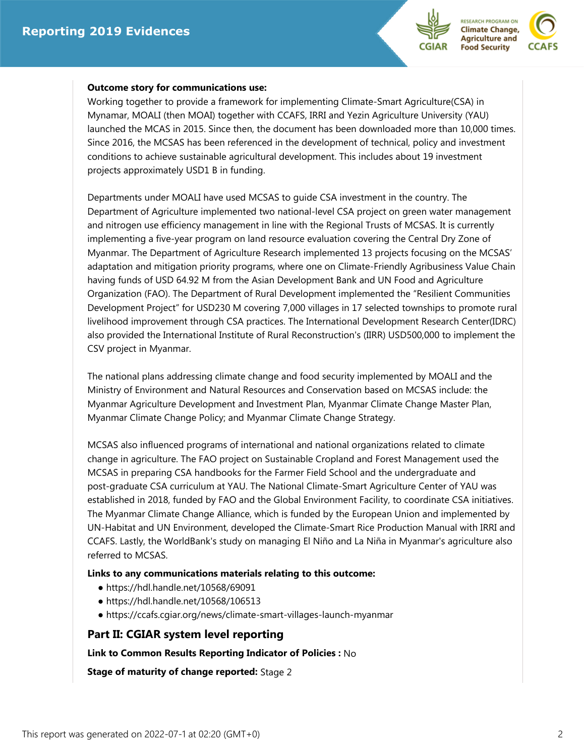**Outcome story for communications use:**

Working together to provide a framework for implementing Climate-Smart Agriculture(CSA) in Mynamar, MOALI (then MOAI) together with CCAFS, IRRI and Yezin Agriculture University (YAU) launched the MCAS in 2015. Since then, the document has been downloaded more than 10,000 times. Since 2016, the MCSAS has been referenced in the development of technical, policy and investment conditions to achieve sustainable agricultural development. This includes about 19 investment projects approximately USD1 B in funding.

Departments under MOALI have used MCSAS to guide CSA investment in the country. The Department of Agriculture implemented two national-level CSA project on green water management and nitrogen use efficiency management in line with the Regional Trusts of MCSAS. It is currently implementing a five-year program on land resource evaluation covering the Central Dry Zone of Myanmar. The Department of Agriculture Research implemented 13 projects focusing on the MCSAS' adaptation and mitigation priority programs, where one on Climate-Friendly Agribusiness Value Chain having funds of USD 64.92 M from the Asian Development Bank and UN Food and Agriculture Organization (FAO). The Department of Rural Development implemented the "Resilient Communities Development Project" for USD230 M covering 7,000 villages in 17 selected townships to promote rural livelihood improvement through CSA practices. The International Development Research Center(IDRC) also provided the International Institute of Rural Reconstruction's (IIRR) USD500,000 to implement the CSV project in Myanmar.

The national plans addressing climate change and food security implemented by MOALI and the Ministry of Environment and Natural Resources and Conservation based on MCSAS include: the Myanmar Agriculture Development and Investment Plan, Myanmar Climate Change Master Plan, Myanmar Climate Change Policy; and Myanmar Climate Change Strategy.

MCSAS also influenced programs of international and national organizations related to climate change in agriculture. The FAO project on Sustainable Cropland and Forest Management used the MCSAS in preparing CSA handbooks for the Farmer Field School and the undergraduate and post-graduate CSA curriculum at YAU. The National Climate-Smart Agriculture Center of YAU was established in 2018, funded by FAO and the Global Environment Facility, to coordinate CSA initiatives. The Myanmar Climate Change Alliance, which is funded by the European Union and implemented by UN-Habitat and UN Environment, developed the Climate-Smart Rice Production Manual with IRRI and CCAFS. Lastly, the WorldBank's study on managing El Niño and La Niña in Myanmar's agriculture also referred to MCSAS.

**Links to any communications materials relating to this outcome:**

- https://hdl.handle.net/10568/69091
- https://hdl.handle.net/10568/106513
- https://ccafs.cgiar.org/news/climate-smart-villages-launch-myanmar

## Part II: CGIAR system level reporting

**Link to Common Results Reporting Indicator of Policies :** No

**Stage of maturity of change reported:** Stage 2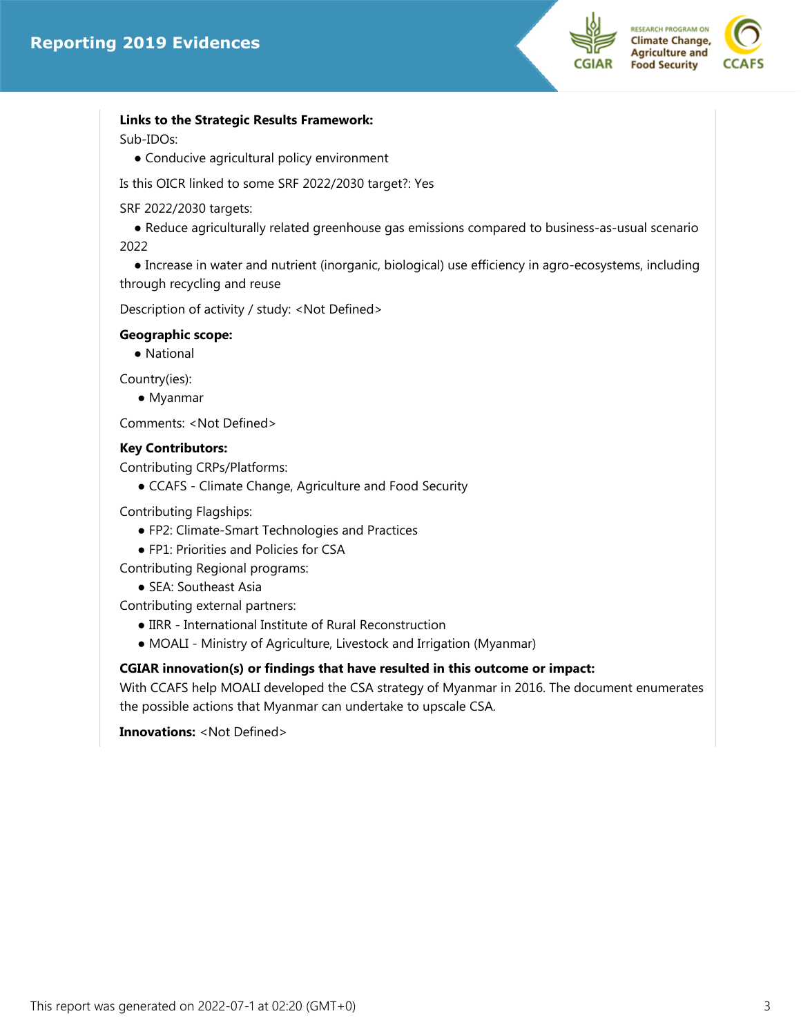**Links to the Strategic Results Framework:**

Sub-IDOs:

- Conducive agricultural policy environment

Is this OICR linked to some SRF 2022/2030 target?: Yes

SRF 2022/2030 targets:

- Reduce agriculturally related greenhouse gas emissions compared to business-as-usual scenario 2022
- Increase in water and nutrient (inorganic, biological) use efficiency in agro-ecosystems, including through recycling and reuse

Description of activity / study: <Not Defined>

**Geographic scope:**

- National

Country(ies):

- Myanmar

Comments: <Not Defined>

**Key Contributors:**

Contributing CRPs/Platforms:

- CCAFS - Climate Change, Agriculture and Food Security

Contributing Flagships:

- FP2: Climate-Smart Technologies and Practices
- FP1: Priorities and Policies for CSA

Contributing Regional programs:

- SEA: Southeast Asia

Contributing external partners:

- IIRR - International Institute of Rural Reconstruction
- MOALI - Ministry of Agriculture, Livestock and Irrigation (Myanmar)

**CGIAR innovation(s) or findings that have resulted in this outcome or impact:**

With CCAFS help MOALI developed the CSA strategy of Myanmar in 2016. The document enumerates the possible actions that Myanmar can undertake to upscale CSA.

**Innovations:** <Not Defined>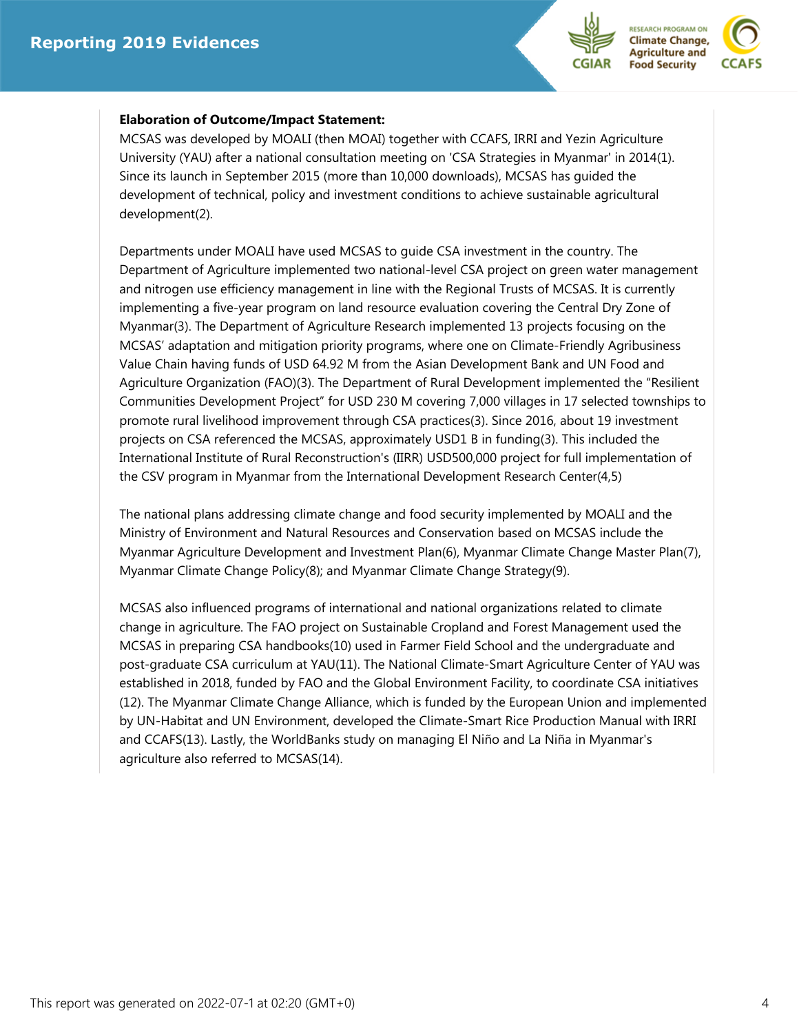**Elaboration of Outcome/Impact Statement:**

MCSAS was developed by MOALI (then MOAI) together with CCAFS, IRRI and Yezin Agriculture University (YAU) after a national consultation meeting on 'CSA Strategies in Myanmar' in 2014(1). Since its launch in September 2015 (more than 10,000 downloads), MCSAS has guided the development of technical, policy and investment conditions to achieve sustainable agricultural development(2).

Departments under MOALI have used MCSAS to guide CSA investment in the country. The Department of Agriculture implemented two national-level CSA project on green water management and nitrogen use efficiency management in line with the Regional Trusts of MCSAS. It is currently implementing a five-year program on land resource evaluation covering the Central Dry Zone of Myanmar(3). The Department of Agriculture Research implemented 13 projects focusing on the MCSAS' adaptation and mitigation priority programs, where one on Climate-Friendly Agribusiness Value Chain having funds of USD 64.92 M from the Asian Development Bank and UN Food and Agriculture Organization (FAO)(3). The Department of Rural Development implemented the "Resilient Communities Development Project" for USD 230 M covering 7,000 villages in 17 selected townships to promote rural livelihood improvement through CSA practices(3). Since 2016, about 19 investment projects on CSA referenced the MCSAS, approximately USD1 B in funding(3). This included the International Institute of Rural Reconstruction's (IIRR) USD500,000 project for full implementation of the CSV program in Myanmar from the International Development Research Center(4,5)

The national plans addressing climate change and food security implemented by MOALI and the Ministry of Environment and Natural Resources and Conservation based on MCSAS include the Myanmar Agriculture Development and Investment Plan(6), Myanmar Climate Change Master Plan(7), Myanmar Climate Change Policy(8); and Myanmar Climate Change Strategy(9).

MCSAS also influenced programs of international and national organizations related to climate change in agriculture. The FAO project on Sustainable Cropland and Forest Management used the MCSAS in preparing CSA handbooks(10) used in Farmer Field School and the undergraduate and post-graduate CSA curriculum at YAU(11). The National Climate-Smart Agriculture Center of YAU was established in 2018, funded by FAO and the Global Environment Facility, to coordinate CSA initiatives (12). The Myanmar Climate Change Alliance, which is funded by the European Union and implemented by UN-Habitat and UN Environment, developed the Climate-Smart Rice Production Manual with IRRI and CCAFS(13). Lastly, the WorldBanks study on managing El Niño and La Niña in Myanmar's agriculture also referred to MCSAS(14).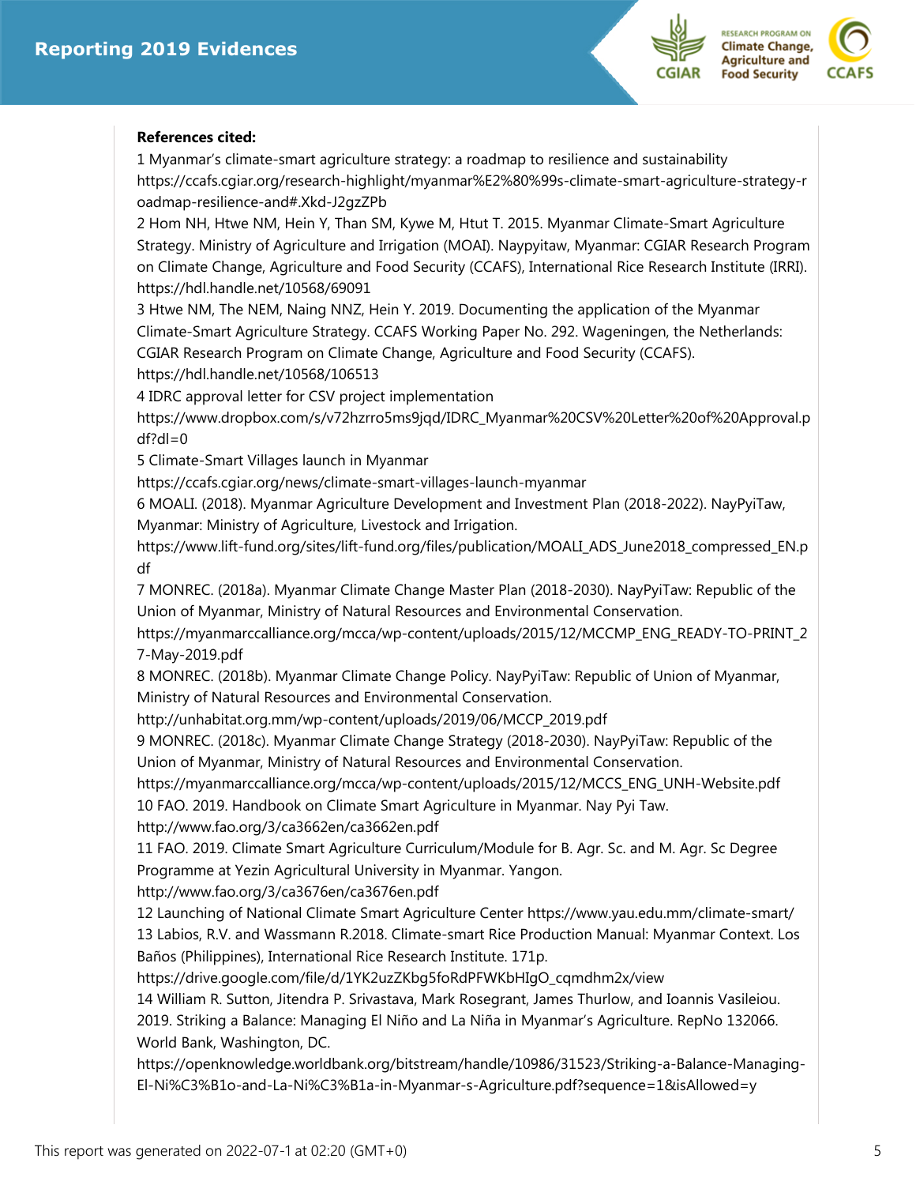**References cited:**

1 Myanmar's climate-smart agriculture strategy: a roadmap to resilience and sustainability https://ccafs.cgiar.org/research-highlight/myanmar%E2%80%99s-climate-smart-agriculture-strategy-roadmap-resilience-and#.Xkd-J2gzZPb

2 Hom NH, Htwe NM, Hein Y, Than SM, Kywe M, Htut T. 2015. Myanmar Climate-Smart Agriculture Strategy. Ministry of Agriculture and Irrigation (MOAI). Naypyitaw, Myanmar: CGIAR Research Program on Climate Change, Agriculture and Food Security (CCAFS), International Rice Research Institute (IRRI). https://hdl.handle.net/10568/69091

3 Htwe NM, The NEM, Naing NNZ, Hein Y. 2019. Documenting the application of the Myanmar Climate-Smart Agriculture Strategy. CCAFS Working Paper No. 292. Wageningen, the Netherlands: CGIAR Research Program on Climate Change, Agriculture and Food Security (CCAFS). https://hdl.handle.net/10568/106513

4 IDRC approval letter for CSV project implementation https://www.dropbox.com/s/v72hzrro5ms9jqd/IDRC_Myanmar%20CSV%20Letter%20of%20Approval.pdf?dl=0

5 Climate-Smart Villages launch in Myanmar https://ccafs.cgiar.org/news/climate-smart-villages-launch-myanmar

6 MOALI. (2018). Myanmar Agriculture Development and Investment Plan (2018-2022). NayPyiTaw, Myanmar: Ministry of Agriculture, Livestock and Irrigation. https://www.lift-fund.org/sites/lift-fund.org/files/publication/MOALI_ADS_June2018_compressed_EN.pdf

7 MONREC. (2018a). Myanmar Climate Change Master Plan (2018-2030). NayPyiTaw: Republic of the Union of Myanmar, Ministry of Natural Resources and Environmental Conservation. https://myanmarccalliance.org/mcca/wp-content/uploads/2015/12/MCCMP_ENG_READY-TO-PRINT_27-May-2019.pdf

8 MONREC. (2018b). Myanmar Climate Change Policy. NayPyiTaw: Republic of Union of Myanmar, Ministry of Natural Resources and Environmental Conservation. http://unhabitat.org.mm/wp-content/uploads/2019/06/MCCP_2019.pdf

9 MONREC. (2018c). Myanmar Climate Change Strategy (2018-2030). NayPyiTaw: Republic of the Union of Myanmar, Ministry of Natural Resources and Environmental Conservation. https://myanmarccalliance.org/mcca/wp-content/uploads/2015/12/MCCS_ENG_UNH-Website.pdf

10 FAO. 2019. Handbook on Climate Smart Agriculture in Myanmar. Nay Pyi Taw. http://www.fao.org/3/ca3662en/ca3662en.pdf

11 FAO. 2019. Climate Smart Agriculture Curriculum/Module for B. Agr. Sc. and M. Agr. Sc Degree Programme at Yezin Agricultural University in Myanmar. Yangon. http://www.fao.org/3/ca3676en/ca3676en.pdf

12 Launching of National Climate Smart Agriculture Center https://www.yau.edu.mm/climate-smart/

13 Labios, R.V. and Wassmann R.2018. Climate-smart Rice Production Manual: Myanmar Context. Los Baños (Philippines), International Rice Research Institute. 171p. https://drive.google.com/file/d/1YK2uzZKbg5foRdPFWKbHIgO_cqmdhm2x/view

14 William R. Sutton, Jitendra P. Srivastava, Mark Rosegrant, James Thurlow, and Ioannis Vasileiou. 2019. Striking a Balance: Managing El Niño and La Niña in Myanmar's Agriculture. RepNo 132066. World Bank, Washington, DC. https://openknowledge.worldbank.org/bitstream/handle/10986/31523/Striking-a-Balance-Managing-El-Ni%C3%B1o-and-La-Ni%C3%B1a-in-Myanmar-s-Agriculture.pdf?sequence=1&isAllowed=y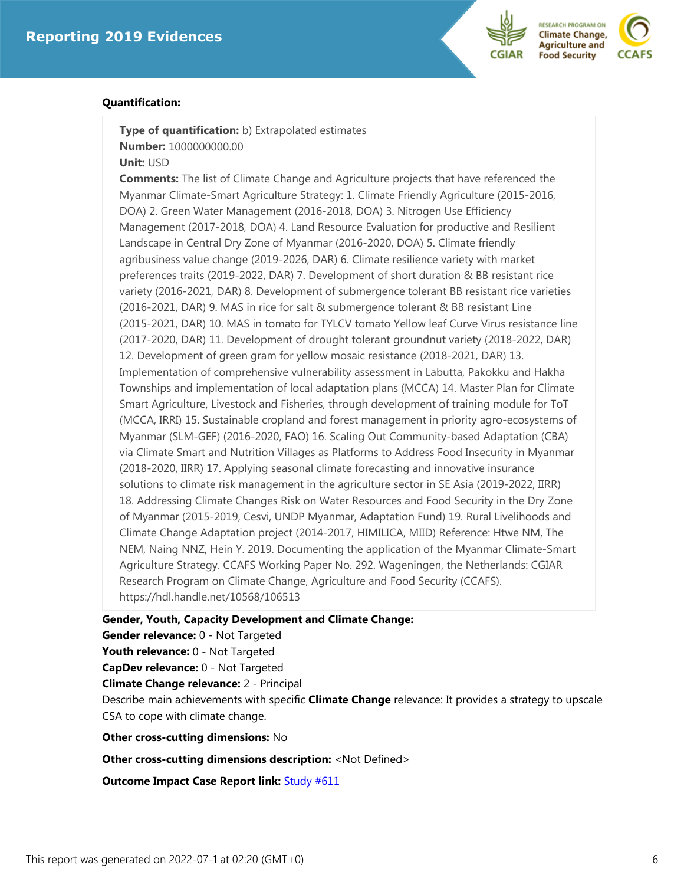**Quantification:**

**Type of quantification:** b) Extrapolated estimates
**Number:** 1000000000.00
**Unit:** USD
**Comments:** The list of Climate Change and Agriculture projects that have referenced the Myanmar Climate-Smart Agriculture Strategy: 1. Climate Friendly Agriculture (2015-2016, DOA) 2. Green Water Management (2016-2018, DOA) 3. Nitrogen Use Efficiency Management (2017-2018, DOA) 4. Land Resource Evaluation for productive and Resilient Landscape in Central Dry Zone of Myanmar (2016-2020, DOA) 5. Climate friendly agribusiness value change (2019-2026, DAR) 6. Climate resilience variety with market preferences traits (2019-2022, DAR) 7. Development of short duration & BB resistant rice variety (2016-2021, DAR) 8. Development of submergence tolerant BB resistant rice varieties (2016-2021, DAR) 9. MAS in rice for salt & submergence tolerant & BB resistant Line (2015-2021, DAR) 10. MAS in tomato for TYLCV tomato Yellow leaf Curve Virus resistance line (2017-2020, DAR) 11. Development of drought tolerant groundnut variety (2018-2022, DAR) 12. Development of green gram for yellow mosaic resistance (2018-2021, DAR) 13. Implementation of comprehensive vulnerability assessment in Labutta, Pakokku and Hakha Townships and implementation of local adaptation plans (MCCA) 14. Master Plan for Climate Smart Agriculture, Livestock and Fisheries, through development of training module for ToT (MCCA, IRRI) 15. Sustainable cropland and forest management in priority agro-ecosystems of Myanmar (SLM-GEF) (2016-2020, FAO) 16. Scaling Out Community-based Adaptation (CBA) via Climate Smart and Nutrition Villages as Platforms to Address Food Insecurity in Myanmar (2018-2020, IIRR) 17. Applying seasonal climate forecasting and innovative insurance solutions to climate risk management in the agriculture sector in SE Asia (2019-2022, IIRR) 18. Addressing Climate Changes Risk on Water Resources and Food Security in the Dry Zone of Myanmar (2015-2019, Cesvi, UNDP Myanmar, Adaptation Fund) 19. Rural Livelihoods and Climate Change Adaptation project (2014-2017, HIMILICA, MIID) Reference: Htwe NM, The NEM, Naing NNZ, Hein Y. 2019. Documenting the application of the Myanmar Climate-Smart Agriculture Strategy. CCAFS Working Paper No. 292. Wageningen, the Netherlands: CGIAR Research Program on Climate Change, Agriculture and Food Security (CCAFS). https://hdl.handle.net/10568/106513

**Gender, Youth, Capacity Development and Climate Change:**
**Gender relevance:** 0 - Not Targeted
**Youth relevance:** 0 - Not Targeted
**CapDev relevance:** 0 - Not Targeted
**Climate Change relevance:** 2 - Principal
Describe main achievements with specific **Climate Change** relevance: It provides a strategy to upscale CSA to cope with climate change.

**Other cross-cutting dimensions:** No

**Other cross-cutting dimensions description:** <Not Defined>

**Outcome Impact Case Report link:** Study #611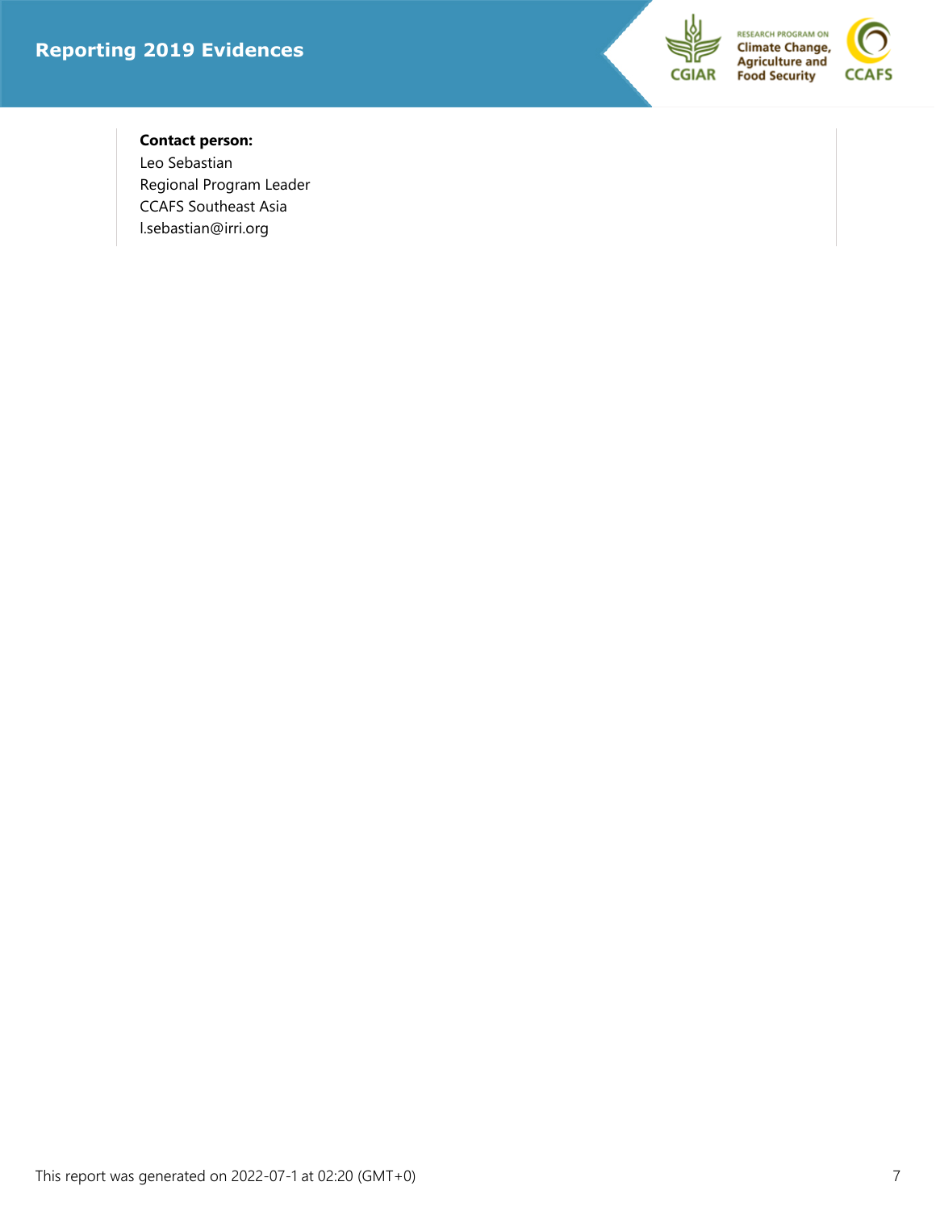**Contact person:**
Leo Sebastian
Regional Program Leader
CCAFS Southeast Asia
l.sebastian@irri.org